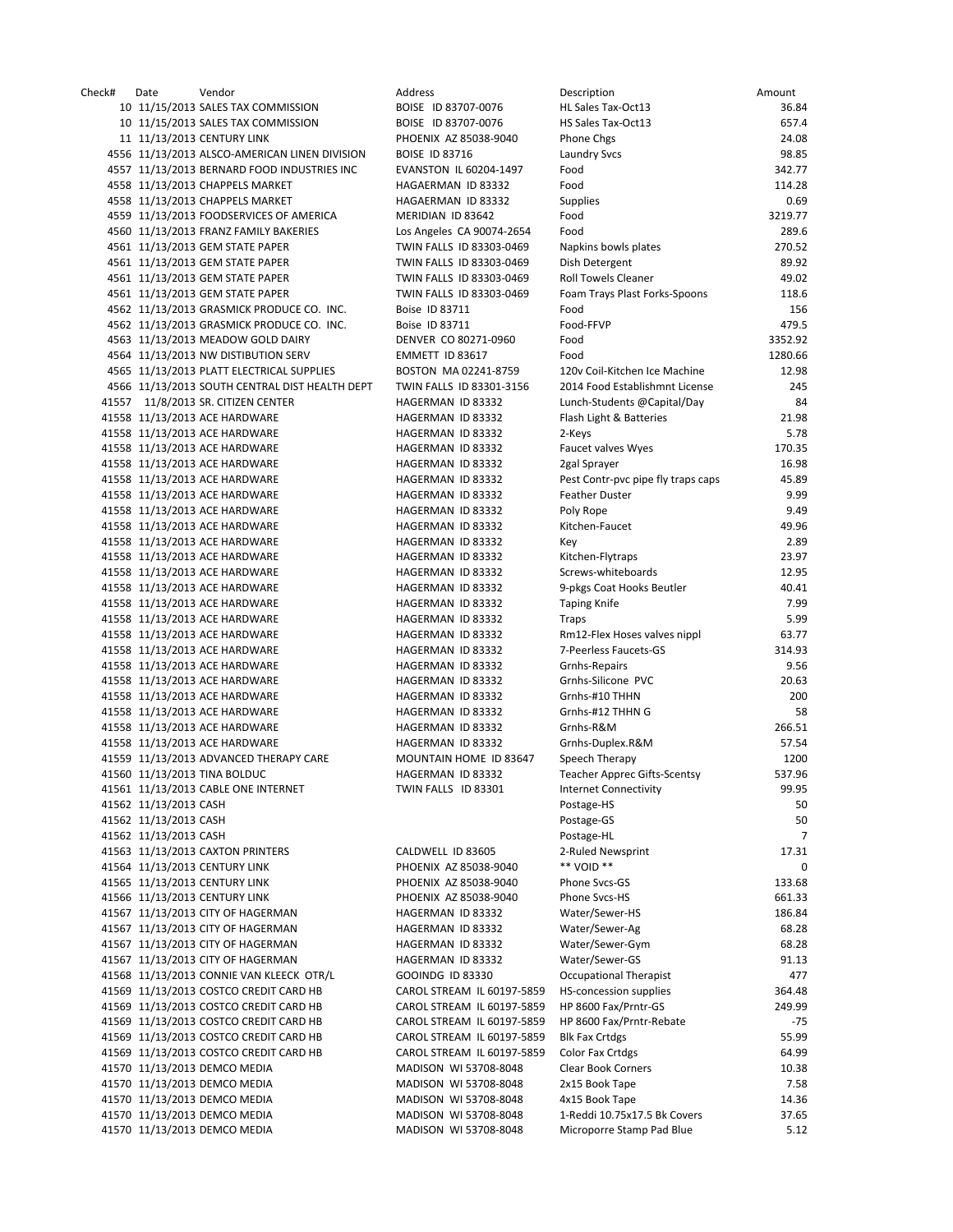| Check# | Date | Vendor | Address | Description | Amount |
|---|---|---|---|---|---|
| 10 | 11/15/2013 | SALES TAX COMMISSION | BOISE ID 83707-0076 | HL Sales Tax-Oct13 | 36.84 |
| 10 | 11/15/2013 | SALES TAX COMMISSION | BOISE ID 83707-0076 | HS Sales Tax-Oct13 | 657.4 |
| 11 | 11/13/2013 | CENTURY LINK | PHOENIX AZ 85038-9040 | Phone Chgs | 24.08 |
| 4556 | 11/13/2013 | ALSCO-AMERICAN LINEN DIVISION | BOISE ID 83716 | Laundry Svcs | 98.85 |
| 4557 | 11/13/2013 | BERNARD FOOD INDUSTRIES INC | EVANSTON IL 60204-1497 | Food | 342.77 |
| 4558 | 11/13/2013 | CHAPPELS MARKET | HAGAERMAN ID 83332 | Food | 114.28 |
| 4558 | 11/13/2013 | CHAPPELS MARKET | HAGAERMAN ID 83332 | Supplies | 0.69 |
| 4559 | 11/13/2013 | FOODSERVICES OF AMERICA | MERIDIAN ID 83642 | Food | 3219.77 |
| 4560 | 11/13/2013 | FRANZ FAMILY BAKERIES | Los Angeles CA 90074-2654 | Food | 289.6 |
| 4561 | 11/13/2013 | GEM STATE PAPER | TWIN FALLS ID 83303-0469 | Napkins bowls plates | 270.52 |
| 4561 | 11/13/2013 | GEM STATE PAPER | TWIN FALLS ID 83303-0469 | Dish Detergent | 89.92 |
| 4561 | 11/13/2013 | GEM STATE PAPER | TWIN FALLS ID 83303-0469 | Roll Towels Cleaner | 49.02 |
| 4561 | 11/13/2013 | GEM STATE PAPER | TWIN FALLS ID 83303-0469 | Foam Trays Plast Forks-Spoons | 118.6 |
| 4562 | 11/13/2013 | GRASMICK PRODUCE CO. INC. | Boise ID 83711 | Food | 156 |
| 4562 | 11/13/2013 | GRASMICK PRODUCE CO. INC. | Boise ID 83711 | Food-FFVP | 479.5 |
| 4563 | 11/13/2013 | MEADOW GOLD DAIRY | DENVER CO 80271-0960 | Food | 3352.92 |
| 4564 | 11/13/2013 | NW DISTIBUTION SERV | EMMETT ID 83617 | Food | 1280.66 |
| 4565 | 11/13/2013 | PLATT ELECTRICAL SUPPLIES | BOSTON MA 02241-8759 | 120v Coil-Kitchen Ice Machine | 12.98 |
| 4566 | 11/13/2013 | SOUTH CENTRAL DIST HEALTH DEPT | TWIN FALLS ID 83301-3156 | 2014 Food Establishmnt License | 245 |
| 41557 | 11/8/2013 | SR. CITIZEN CENTER | HAGERMAN ID 83332 | Lunch-Students @Capital/Day | 84 |
| 41558 | 11/13/2013 | ACE HARDWARE | HAGERMAN ID 83332 | Flash Light & Batteries | 21.98 |
| 41558 | 11/13/2013 | ACE HARDWARE | HAGERMAN ID 83332 | 2-Keys | 5.78 |
| 41558 | 11/13/2013 | ACE HARDWARE | HAGERMAN ID 83332 | Faucet valves Wyes | 170.35 |
| 41558 | 11/13/2013 | ACE HARDWARE | HAGERMAN ID 83332 | 2gal Sprayer | 16.98 |
| 41558 | 11/13/2013 | ACE HARDWARE | HAGERMAN ID 83332 | Pest Contr-pvc pipe fly traps caps | 45.89 |
| 41558 | 11/13/2013 | ACE HARDWARE | HAGERMAN ID 83332 | Feather Duster | 9.99 |
| 41558 | 11/13/2013 | ACE HARDWARE | HAGERMAN ID 83332 | Poly Rope | 9.49 |
| 41558 | 11/13/2013 | ACE HARDWARE | HAGERMAN ID 83332 | Kitchen-Faucet | 49.96 |
| 41558 | 11/13/2013 | ACE HARDWARE | HAGERMAN ID 83332 | Key | 2.89 |
| 41558 | 11/13/2013 | ACE HARDWARE | HAGERMAN ID 83332 | Kitchen-Flytraps | 23.97 |
| 41558 | 11/13/2013 | ACE HARDWARE | HAGERMAN ID 83332 | Screws-whiteboards | 12.95 |
| 41558 | 11/13/2013 | ACE HARDWARE | HAGERMAN ID 83332 | 9-pkgs Coat Hooks Beutler | 40.41 |
| 41558 | 11/13/2013 | ACE HARDWARE | HAGERMAN ID 83332 | Taping Knife | 7.99 |
| 41558 | 11/13/2013 | ACE HARDWARE | HAGERMAN ID 83332 | Traps | 5.99 |
| 41558 | 11/13/2013 | ACE HARDWARE | HAGERMAN ID 83332 | Rm12-Flex Hoses valves nippl | 63.77 |
| 41558 | 11/13/2013 | ACE HARDWARE | HAGERMAN ID 83332 | 7-Peerless Faucets-GS | 314.93 |
| 41558 | 11/13/2013 | ACE HARDWARE | HAGERMAN ID 83332 | Grnhs-Repairs | 9.56 |
| 41558 | 11/13/2013 | ACE HARDWARE | HAGERMAN ID 83332 | Grnhs-Silicone PVC | 20.63 |
| 41558 | 11/13/2013 | ACE HARDWARE | HAGERMAN ID 83332 | Grnhs-#10 THHN | 200 |
| 41558 | 11/13/2013 | ACE HARDWARE | HAGERMAN ID 83332 | Grnhs-#12 THHN G | 58 |
| 41558 | 11/13/2013 | ACE HARDWARE | HAGERMAN ID 83332 | Grnhs-R&M | 266.51 |
| 41558 | 11/13/2013 | ACE HARDWARE | HAGERMAN ID 83332 | Grnhs-Duplex.R&M | 57.54 |
| 41559 | 11/13/2013 | ADVANCED THERAPY CARE | MOUNTAIN HOME ID 83647 | Speech Therapy | 1200 |
| 41560 | 11/13/2013 | TINA BOLDUC | HAGERMAN ID 83332 | Teacher Apprec Gifts-Scentsy | 537.96 |
| 41561 | 11/13/2013 | CABLE ONE INTERNET | TWIN FALLS ID 83301 | Internet Connectivity | 99.95 |
| 41562 | 11/13/2013 | CASH | | Postage-HS | 50 |
| 41562 | 11/13/2013 | CASH | | Postage-GS | 50 |
| 41562 | 11/13/2013 | CASH | | Postage-HL | 7 |
| 41563 | 11/13/2013 | CAXTON PRINTERS | CALDWELL ID 83605 | 2-Ruled Newsprint | 17.31 |
| 41564 | 11/13/2013 | CENTURY LINK | PHOENIX AZ 85038-9040 | ** VOID ** | 0 |
| 41565 | 11/13/2013 | CENTURY LINK | PHOENIX AZ 85038-9040 | Phone Svcs-GS | 133.68 |
| 41566 | 11/13/2013 | CENTURY LINK | PHOENIX AZ 85038-9040 | Phone Svcs-HS | 661.33 |
| 41567 | 11/13/2013 | CITY OF HAGERMAN | HAGERMAN ID 83332 | Water/Sewer-HS | 186.84 |
| 41567 | 11/13/2013 | CITY OF HAGERMAN | HAGERMAN ID 83332 | Water/Sewer-Ag | 68.28 |
| 41567 | 11/13/2013 | CITY OF HAGERMAN | HAGERMAN ID 83332 | Water/Sewer-Gym | 68.28 |
| 41567 | 11/13/2013 | CITY OF HAGERMAN | HAGERMAN ID 83332 | Water/Sewer-GS | 91.13 |
| 41568 | 11/13/2013 | CONNIE VAN KLEECK OTR/L | GOOINDG ID 83330 | Occupational Therapist | 477 |
| 41569 | 11/13/2013 | COSTCO CREDIT CARD HB | CAROL STREAM IL 60197-5859 | HS-concession supplies | 364.48 |
| 41569 | 11/13/2013 | COSTCO CREDIT CARD HB | CAROL STREAM IL 60197-5859 | HP 8600 Fax/Prntr-GS | 249.99 |
| 41569 | 11/13/2013 | COSTCO CREDIT CARD HB | CAROL STREAM IL 60197-5859 | HP 8600 Fax/Prntr-Rebate | -75 |
| 41569 | 11/13/2013 | COSTCO CREDIT CARD HB | CAROL STREAM IL 60197-5859 | Blk Fax Crtdgs | 55.99 |
| 41569 | 11/13/2013 | COSTCO CREDIT CARD HB | CAROL STREAM IL 60197-5859 | Color Fax Crtdgs | 64.99 |
| 41570 | 11/13/2013 | DEMCO MEDIA | MADISON WI 53708-8048 | Clear Book Corners | 10.38 |
| 41570 | 11/13/2013 | DEMCO MEDIA | MADISON WI 53708-8048 | 2x15 Book Tape | 7.58 |
| 41570 | 11/13/2013 | DEMCO MEDIA | MADISON WI 53708-8048 | 4x15 Book Tape | 14.36 |
| 41570 | 11/13/2013 | DEMCO MEDIA | MADISON WI 53708-8048 | 1-Reddi 10.75x17.5 Bk Covers | 37.65 |
| 41570 | 11/13/2013 | DEMCO MEDIA | MADISON WI 53708-8048 | Microporre Stamp Pad Blue | 5.12 |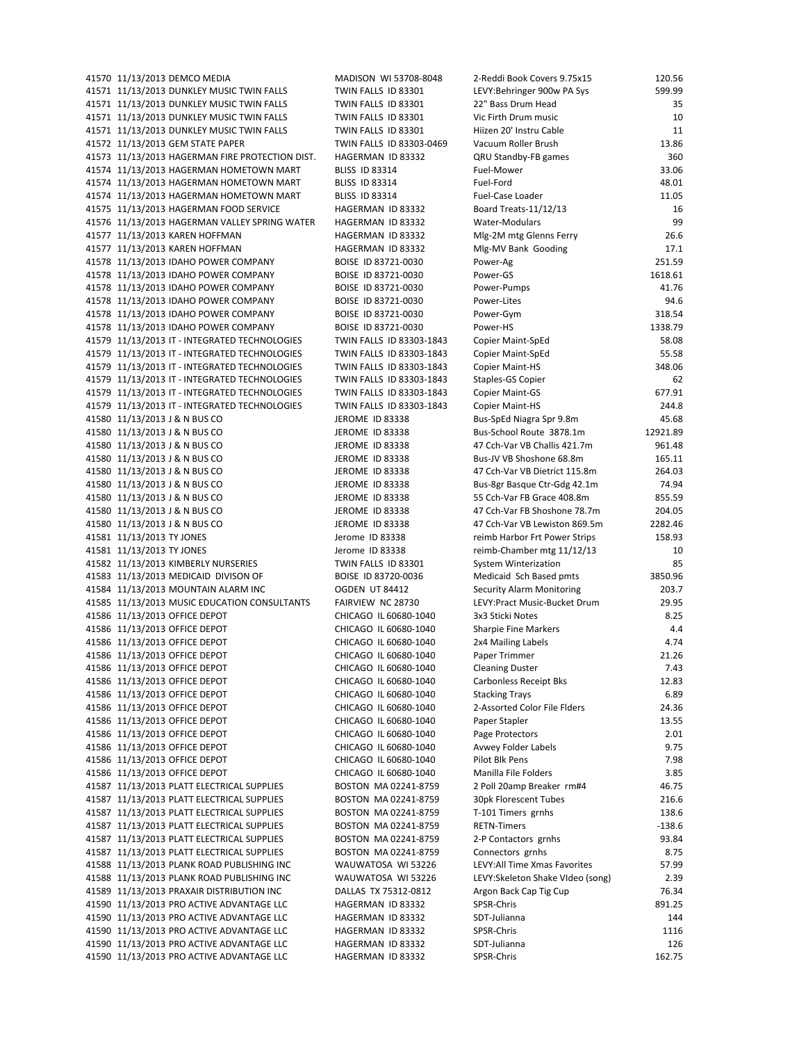| | | | | | |
|---|---|---|---|---|---|
| 41570 | 11/13/2013 | DEMCO MEDIA | MADISON WI 53708-8048 | 2-Reddi Book Covers 9.75x15 | 120.56 |
| 41571 | 11/13/2013 | DUNKLEY MUSIC TWIN FALLS | TWIN FALLS ID 83301 | LEVY:Behringer 900w PA Sys | 599.99 |
| 41571 | 11/13/2013 | DUNKLEY MUSIC TWIN FALLS | TWIN FALLS ID 83301 | 22" Bass Drum Head | 35 |
| 41571 | 11/13/2013 | DUNKLEY MUSIC TWIN FALLS | TWIN FALLS ID 83301 | Vic Firth Drum music | 10 |
| 41571 | 11/13/2013 | DUNKLEY MUSIC TWIN FALLS | TWIN FALLS ID 83301 | Hiizen 20' Instru Cable | 11 |
| 41572 | 11/13/2013 | GEM STATE PAPER | TWIN FALLS ID 83303-0469 | Vacuum Roller Brush | 13.86 |
| 41573 | 11/13/2013 | HAGERMAN FIRE PROTECTION DIST. | HAGERMAN ID 83332 | QRU Standby-FB games | 360 |
| 41574 | 11/13/2013 | HAGERMAN HOMETOWN MART | BLISS ID 83314 | Fuel-Mower | 33.06 |
| 41574 | 11/13/2013 | HAGERMAN HOMETOWN MART | BLISS ID 83314 | Fuel-Ford | 48.01 |
| 41574 | 11/13/2013 | HAGERMAN HOMETOWN MART | BLISS ID 83314 | Fuel-Case Loader | 11.05 |
| 41575 | 11/13/2013 | HAGERMAN FOOD SERVICE | HAGERMAN ID 83332 | Board Treats-11/12/13 | 16 |
| 41576 | 11/13/2013 | HAGERMAN VALLEY SPRING WATER | HAGERMAN ID 83332 | Water-Modulars | 99 |
| 41577 | 11/13/2013 | KAREN HOFFMAN | HAGERMAN ID 83332 | Mlg-2M mtg Glenns Ferry | 26.6 |
| 41577 | 11/13/2013 | KAREN HOFFMAN | HAGERMAN ID 83332 | Mlg-MV Bank Gooding | 17.1 |
| 41578 | 11/13/2013 | IDAHO POWER COMPANY | BOISE ID 83721-0030 | Power-Ag | 251.59 |
| 41578 | 11/13/2013 | IDAHO POWER COMPANY | BOISE ID 83721-0030 | Power-GS | 1618.61 |
| 41578 | 11/13/2013 | IDAHO POWER COMPANY | BOISE ID 83721-0030 | Power-Pumps | 41.76 |
| 41578 | 11/13/2013 | IDAHO POWER COMPANY | BOISE ID 83721-0030 | Power-Lites | 94.6 |
| 41578 | 11/13/2013 | IDAHO POWER COMPANY | BOISE ID 83721-0030 | Power-Gym | 318.54 |
| 41578 | 11/13/2013 | IDAHO POWER COMPANY | BOISE ID 83721-0030 | Power-HS | 1338.79 |
| 41579 | 11/13/2013 | IT - INTEGRATED TECHNOLOGIES | TWIN FALLS ID 83303-1843 | Copier Maint-SpEd | 58.08 |
| 41579 | 11/13/2013 | IT - INTEGRATED TECHNOLOGIES | TWIN FALLS ID 83303-1843 | Copier Maint-SpEd | 55.58 |
| 41579 | 11/13/2013 | IT - INTEGRATED TECHNOLOGIES | TWIN FALLS ID 83303-1843 | Copier Maint-HS | 348.06 |
| 41579 | 11/13/2013 | IT - INTEGRATED TECHNOLOGIES | TWIN FALLS ID 83303-1843 | Staples-GS Copier | 62 |
| 41579 | 11/13/2013 | IT - INTEGRATED TECHNOLOGIES | TWIN FALLS ID 83303-1843 | Copier Maint-GS | 677.91 |
| 41579 | 11/13/2013 | IT - INTEGRATED TECHNOLOGIES | TWIN FALLS ID 83303-1843 | Copier Maint-HS | 244.8 |
| 41580 | 11/13/2013 | J & N BUS CO | JEROME ID 83338 | Bus-SpEd Niagra Spr 9.8m | 45.68 |
| 41580 | 11/13/2013 | J & N BUS CO | JEROME ID 83338 | Bus-School Route 3878.1m | 12921.89 |
| 41580 | 11/13/2013 | J & N BUS CO | JEROME ID 83338 | 47 Cch-Var VB Challis 421.7m | 961.48 |
| 41580 | 11/13/2013 | J & N BUS CO | JEROME ID 83338 | Bus-JV VB Shoshone 68.8m | 165.11 |
| 41580 | 11/13/2013 | J & N BUS CO | JEROME ID 83338 | 47 Cch-Var VB Dietrict 115.8m | 264.03 |
| 41580 | 11/13/2013 | J & N BUS CO | JEROME ID 83338 | Bus-8gr Basque Ctr-Gdg 42.1m | 74.94 |
| 41580 | 11/13/2013 | J & N BUS CO | JEROME ID 83338 | 55 Cch-Var FB Grace 408.8m | 855.59 |
| 41580 | 11/13/2013 | J & N BUS CO | JEROME ID 83338 | 47 Cch-Var FB Shoshone 78.7m | 204.05 |
| 41580 | 11/13/2013 | J & N BUS CO | JEROME ID 83338 | 47 Cch-Var VB Lewiston 869.5m | 2282.46 |
| 41581 | 11/13/2013 | TY JONES | Jerome ID 83338 | reimb Harbor Frt Power Strips | 158.93 |
| 41581 | 11/13/2013 | TY JONES | Jerome ID 83338 | reimb-Chamber mtg 11/12/13 | 10 |
| 41582 | 11/13/2013 | KIMBERLY NURSERIES | TWIN FALLS ID 83301 | System Winterization | 85 |
| 41583 | 11/13/2013 | MEDICAID DIVISON OF | BOISE ID 83720-0036 | Medicaid Sch Based pmts | 3850.96 |
| 41584 | 11/13/2013 | MOUNTAIN ALARM INC | OGDEN UT 84412 | Security Alarm Monitoring | 203.7 |
| 41585 | 11/13/2013 | MUSIC EDUCATION CONSULTANTS | FAIRVIEW NC 28730 | LEVY:Pract Music-Bucket Drum | 29.95 |
| 41586 | 11/13/2013 | OFFICE DEPOT | CHICAGO IL 60680-1040 | 3x3 Sticki Notes | 8.25 |
| 41586 | 11/13/2013 | OFFICE DEPOT | CHICAGO IL 60680-1040 | Sharpie Fine Markers | 4.4 |
| 41586 | 11/13/2013 | OFFICE DEPOT | CHICAGO IL 60680-1040 | 2x4 Mailing Labels | 4.74 |
| 41586 | 11/13/2013 | OFFICE DEPOT | CHICAGO IL 60680-1040 | Paper Trimmer | 21.26 |
| 41586 | 11/13/2013 | OFFICE DEPOT | CHICAGO IL 60680-1040 | Cleaning Duster | 7.43 |
| 41586 | 11/13/2013 | OFFICE DEPOT | CHICAGO IL 60680-1040 | Carbonless Receipt Bks | 12.83 |
| 41586 | 11/13/2013 | OFFICE DEPOT | CHICAGO IL 60680-1040 | Stacking Trays | 6.89 |
| 41586 | 11/13/2013 | OFFICE DEPOT | CHICAGO IL 60680-1040 | 2-Assorted Color File Flders | 24.36 |
| 41586 | 11/13/2013 | OFFICE DEPOT | CHICAGO IL 60680-1040 | Paper Stapler | 13.55 |
| 41586 | 11/13/2013 | OFFICE DEPOT | CHICAGO IL 60680-1040 | Page Protectors | 2.01 |
| 41586 | 11/13/2013 | OFFICE DEPOT | CHICAGO IL 60680-1040 | Avwey Folder Labels | 9.75 |
| 41586 | 11/13/2013 | OFFICE DEPOT | CHICAGO IL 60680-1040 | Pilot Blk Pens | 7.98 |
| 41586 | 11/13/2013 | OFFICE DEPOT | CHICAGO IL 60680-1040 | Manilla File Folders | 3.85 |
| 41587 | 11/13/2013 | PLATT ELECTRICAL SUPPLIES | BOSTON MA 02241-8759 | 2 Poll 20amp Breaker rm#4 | 46.75 |
| 41587 | 11/13/2013 | PLATT ELECTRICAL SUPPLIES | BOSTON MA 02241-8759 | 30pk Florescent Tubes | 216.6 |
| 41587 | 11/13/2013 | PLATT ELECTRICAL SUPPLIES | BOSTON MA 02241-8759 | T-101 Timers grnhs | 138.6 |
| 41587 | 11/13/2013 | PLATT ELECTRICAL SUPPLIES | BOSTON MA 02241-8759 | RETN-Timers | -138.6 |
| 41587 | 11/13/2013 | PLATT ELECTRICAL SUPPLIES | BOSTON MA 02241-8759 | 2-P Contactors grnhs | 93.84 |
| 41587 | 11/13/2013 | PLATT ELECTRICAL SUPPLIES | BOSTON MA 02241-8759 | Connectors grnhs | 8.75 |
| 41588 | 11/13/2013 | PLANK ROAD PUBLISHING INC | WAUWATOSA WI 53226 | LEVY:All Time Xmas Favorites | 57.99 |
| 41588 | 11/13/2013 | PLANK ROAD PUBLISHING INC | WAUWATOSA WI 53226 | LEVY:Skeleton Shake VIdeo (song) | 2.39 |
| 41589 | 11/13/2013 | PRAXAIR DISTRIBUTION INC | DALLAS TX 75312-0812 | Argon Back Cap Tig Cup | 76.34 |
| 41590 | 11/13/2013 | PRO ACTIVE ADVANTAGE LLC | HAGERMAN ID 83332 | SPSR-Chris | 891.25 |
| 41590 | 11/13/2013 | PRO ACTIVE ADVANTAGE LLC | HAGERMAN ID 83332 | SDT-Julianna | 144 |
| 41590 | 11/13/2013 | PRO ACTIVE ADVANTAGE LLC | HAGERMAN ID 83332 | SPSR-Chris | 1116 |
| 41590 | 11/13/2013 | PRO ACTIVE ADVANTAGE LLC | HAGERMAN ID 83332 | SDT-Julianna | 126 |
| 41590 | 11/13/2013 | PRO ACTIVE ADVANTAGE LLC | HAGERMAN ID 83332 | SPSR-Chris | 162.75 |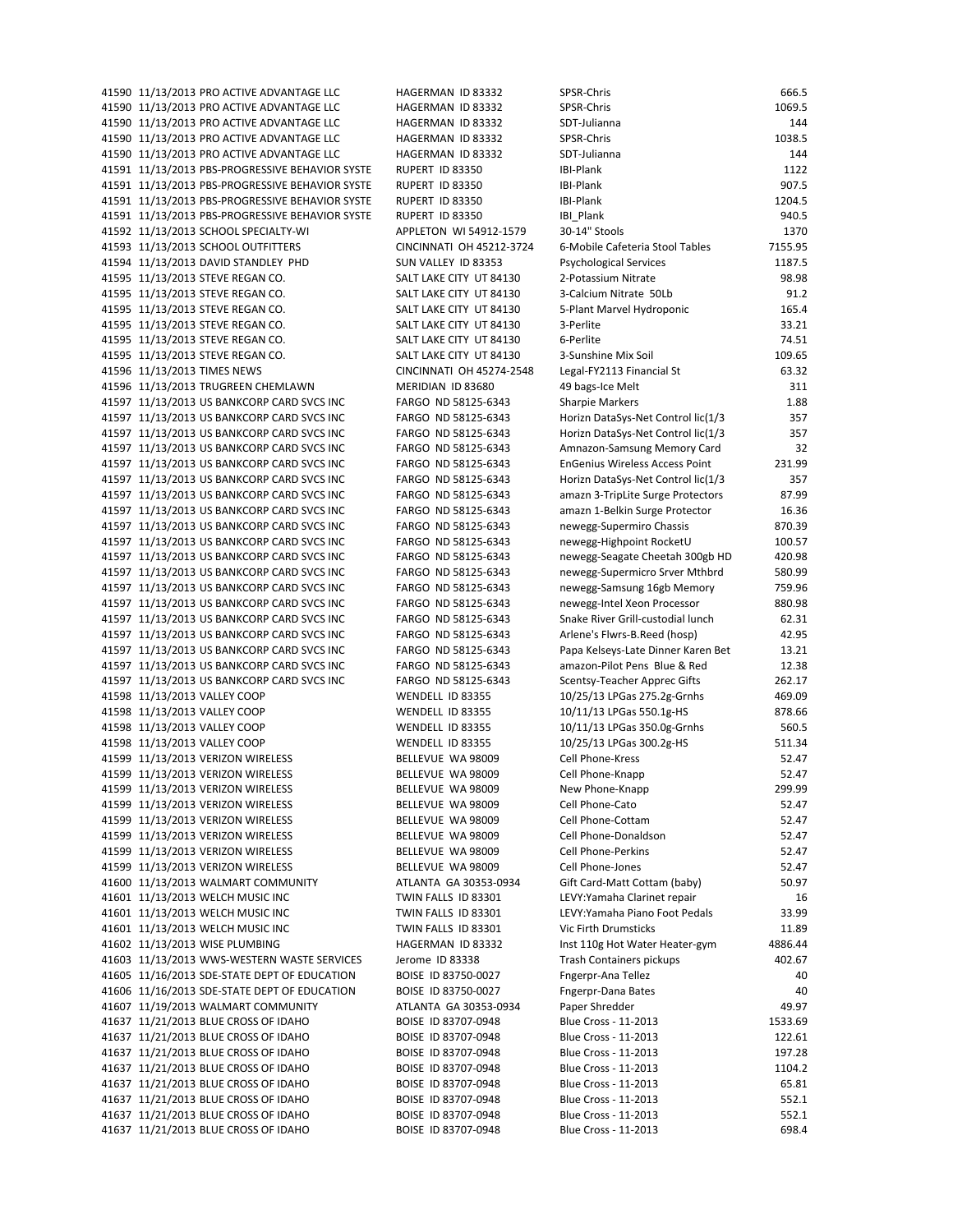| | | | | | |
|---|---|---|---|---|---|
| 41590 | 11/13/2013 | PRO ACTIVE ADVANTAGE LLC | HAGERMAN ID 83332 | SPSR-Chris | 666.5 |
| 41590 | 11/13/2013 | PRO ACTIVE ADVANTAGE LLC | HAGERMAN ID 83332 | SPSR-Chris | 1069.5 |
| 41590 | 11/13/2013 | PRO ACTIVE ADVANTAGE LLC | HAGERMAN ID 83332 | SDT-Julianna | 144 |
| 41590 | 11/13/2013 | PRO ACTIVE ADVANTAGE LLC | HAGERMAN ID 83332 | SPSR-Chris | 1038.5 |
| 41590 | 11/13/2013 | PRO ACTIVE ADVANTAGE LLC | HAGERMAN ID 83332 | SDT-Julianna | 144 |
| 41591 | 11/13/2013 | PBS-PROGRESSIVE BEHAVIOR SYSTE | RUPERT ID 83350 | IBI-Plank | 1122 |
| 41591 | 11/13/2013 | PBS-PROGRESSIVE BEHAVIOR SYSTE | RUPERT ID 83350 | IBI-Plank | 907.5 |
| 41591 | 11/13/2013 | PBS-PROGRESSIVE BEHAVIOR SYSTE | RUPERT ID 83350 | IBI-Plank | 1204.5 |
| 41591 | 11/13/2013 | PBS-PROGRESSIVE BEHAVIOR SYSTE | RUPERT ID 83350 | IBI_Plank | 940.5 |
| 41592 | 11/13/2013 | SCHOOL SPECIALTY-WI | APPLETON WI 54912-1579 | 30-14" Stools | 1370 |
| 41593 | 11/13/2013 | SCHOOL OUTFITTERS | CINCINNATI OH 45212-3724 | 6-Mobile Cafeteria Stool Tables | 7155.95 |
| 41594 | 11/13/2013 | DAVID STANDLEY PHD | SUN VALLEY ID 83353 | Psychological Services | 1187.5 |
| 41595 | 11/13/2013 | STEVE REGAN CO. | SALT LAKE CITY UT 84130 | 2-Potassium Nitrate | 98.98 |
| 41595 | 11/13/2013 | STEVE REGAN CO. | SALT LAKE CITY UT 84130 | 3-Calcium Nitrate 50Lb | 91.2 |
| 41595 | 11/13/2013 | STEVE REGAN CO. | SALT LAKE CITY UT 84130 | 5-Plant Marvel Hydroponic | 165.4 |
| 41595 | 11/13/2013 | STEVE REGAN CO. | SALT LAKE CITY UT 84130 | 3-Perlite | 33.21 |
| 41595 | 11/13/2013 | STEVE REGAN CO. | SALT LAKE CITY UT 84130 | 6-Perlite | 74.51 |
| 41595 | 11/13/2013 | STEVE REGAN CO. | SALT LAKE CITY UT 84130 | 3-Sunshine Mix Soil | 109.65 |
| 41596 | 11/13/2013 | TIMES NEWS | CINCINNATI OH 45274-2548 | Legal-FY2113 Financial St | 63.32 |
| 41596 | 11/13/2013 | TRUGREEN CHEMLAWN | MERIDIAN ID 83680 | 49 bags-Ice Melt | 311 |
| 41597 | 11/13/2013 | US BANKCORP CARD SVCS INC | FARGO ND 58125-6343 | Sharpie Markers | 1.88 |
| 41597 | 11/13/2013 | US BANKCORP CARD SVCS INC | FARGO ND 58125-6343 | Horizn DataSys-Net Control lic(1/3 | 357 |
| 41597 | 11/13/2013 | US BANKCORP CARD SVCS INC | FARGO ND 58125-6343 | Horizn DataSys-Net Control lic(1/3 | 357 |
| 41597 | 11/13/2013 | US BANKCORP CARD SVCS INC | FARGO ND 58125-6343 | Amnazon-Samsung Memory Card | 32 |
| 41597 | 11/13/2013 | US BANKCORP CARD SVCS INC | FARGO ND 58125-6343 | EnGenius Wireless Access Point | 231.99 |
| 41597 | 11/13/2013 | US BANKCORP CARD SVCS INC | FARGO ND 58125-6343 | Horizn DataSys-Net Control lic(1/3 | 357 |
| 41597 | 11/13/2013 | US BANKCORP CARD SVCS INC | FARGO ND 58125-6343 | amazn 3-TripLite Surge Protectors | 87.99 |
| 41597 | 11/13/2013 | US BANKCORP CARD SVCS INC | FARGO ND 58125-6343 | amazn 1-Belkin Surge Protector | 16.36 |
| 41597 | 11/13/2013 | US BANKCORP CARD SVCS INC | FARGO ND 58125-6343 | newegg-Supermiro Chassis | 870.39 |
| 41597 | 11/13/2013 | US BANKCORP CARD SVCS INC | FARGO ND 58125-6343 | newegg-Highpoint RocketU | 100.57 |
| 41597 | 11/13/2013 | US BANKCORP CARD SVCS INC | FARGO ND 58125-6343 | newegg-Seagate Cheetah 300gb HD | 420.98 |
| 41597 | 11/13/2013 | US BANKCORP CARD SVCS INC | FARGO ND 58125-6343 | newegg-Supermicro Srver Mthbrd | 580.99 |
| 41597 | 11/13/2013 | US BANKCORP CARD SVCS INC | FARGO ND 58125-6343 | newegg-Samsung 16gb Memory | 759.96 |
| 41597 | 11/13/2013 | US BANKCORP CARD SVCS INC | FARGO ND 58125-6343 | newegg-Intel Xeon Processor | 880.98 |
| 41597 | 11/13/2013 | US BANKCORP CARD SVCS INC | FARGO ND 58125-6343 | Snake River Grill-custodial lunch | 62.31 |
| 41597 | 11/13/2013 | US BANKCORP CARD SVCS INC | FARGO ND 58125-6343 | Arlene's Flwrs-B.Reed (hosp) | 42.95 |
| 41597 | 11/13/2013 | US BANKCORP CARD SVCS INC | FARGO ND 58125-6343 | Papa Kelseys-Late Dinner Karen Bet | 13.21 |
| 41597 | 11/13/2013 | US BANKCORP CARD SVCS INC | FARGO ND 58125-6343 | amazon-Pilot Pens Blue & Red | 12.38 |
| 41597 | 11/13/2013 | US BANKCORP CARD SVCS INC | FARGO ND 58125-6343 | Scentsy-Teacher Apprec Gifts | 262.17 |
| 41598 | 11/13/2013 | VALLEY COOP | WENDELL ID 83355 | 10/25/13 LPGas 275.2g-Grnhs | 469.09 |
| 41598 | 11/13/2013 | VALLEY COOP | WENDELL ID 83355 | 10/11/13 LPGas 550.1g-HS | 878.66 |
| 41598 | 11/13/2013 | VALLEY COOP | WENDELL ID 83355 | 10/11/13 LPGas 350.0g-Grnhs | 560.5 |
| 41598 | 11/13/2013 | VALLEY COOP | WENDELL ID 83355 | 10/25/13 LPGas 300.2g-HS | 511.34 |
| 41599 | 11/13/2013 | VERIZON WIRELESS | BELLEVUE WA 98009 | Cell Phone-Kress | 52.47 |
| 41599 | 11/13/2013 | VERIZON WIRELESS | BELLEVUE WA 98009 | Cell Phone-Knapp | 52.47 |
| 41599 | 11/13/2013 | VERIZON WIRELESS | BELLEVUE WA 98009 | New Phone-Knapp | 299.99 |
| 41599 | 11/13/2013 | VERIZON WIRELESS | BELLEVUE WA 98009 | Cell Phone-Cato | 52.47 |
| 41599 | 11/13/2013 | VERIZON WIRELESS | BELLEVUE WA 98009 | Cell Phone-Cottam | 52.47 |
| 41599 | 11/13/2013 | VERIZON WIRELESS | BELLEVUE WA 98009 | Cell Phone-Donaldson | 52.47 |
| 41599 | 11/13/2013 | VERIZON WIRELESS | BELLEVUE WA 98009 | Cell Phone-Perkins | 52.47 |
| 41599 | 11/13/2013 | VERIZON WIRELESS | BELLEVUE WA 98009 | Cell Phone-Jones | 52.47 |
| 41600 | 11/13/2013 | WALMART COMMUNITY | ATLANTA GA 30353-0934 | Gift Card-Matt Cottam (baby) | 50.97 |
| 41601 | 11/13/2013 | WELCH MUSIC INC | TWIN FALLS ID 83301 | LEVY:Yamaha Clarinet repair | 16 |
| 41601 | 11/13/2013 | WELCH MUSIC INC | TWIN FALLS ID 83301 | LEVY:Yamaha Piano Foot Pedals | 33.99 |
| 41601 | 11/13/2013 | WELCH MUSIC INC | TWIN FALLS ID 83301 | Vic Firth Drumsticks | 11.89 |
| 41602 | 11/13/2013 | WISE PLUMBING | HAGERMAN ID 83332 | Inst 110g Hot Water Heater-gym | 4886.44 |
| 41603 | 11/13/2013 | WWS-WESTERN WASTE SERVICES | Jerome ID 83338 | Trash Containers pickups | 402.67 |
| 41605 | 11/16/2013 | SDE-STATE DEPT OF EDUCATION | BOISE ID 83750-0027 | Fngerpr-Ana Tellez | 40 |
| 41606 | 11/16/2013 | SDE-STATE DEPT OF EDUCATION | BOISE ID 83750-0027 | Fngerpr-Dana Bates | 40 |
| 41607 | 11/19/2013 | WALMART COMMUNITY | ATLANTA GA 30353-0934 | Paper Shredder | 49.97 |
| 41637 | 11/21/2013 | BLUE CROSS OF IDAHO | BOISE ID 83707-0948 | Blue Cross - 11-2013 | 1533.69 |
| 41637 | 11/21/2013 | BLUE CROSS OF IDAHO | BOISE ID 83707-0948 | Blue Cross - 11-2013 | 122.61 |
| 41637 | 11/21/2013 | BLUE CROSS OF IDAHO | BOISE ID 83707-0948 | Blue Cross - 11-2013 | 197.28 |
| 41637 | 11/21/2013 | BLUE CROSS OF IDAHO | BOISE ID 83707-0948 | Blue Cross - 11-2013 | 1104.2 |
| 41637 | 11/21/2013 | BLUE CROSS OF IDAHO | BOISE ID 83707-0948 | Blue Cross - 11-2013 | 65.81 |
| 41637 | 11/21/2013 | BLUE CROSS OF IDAHO | BOISE ID 83707-0948 | Blue Cross - 11-2013 | 552.1 |
| 41637 | 11/21/2013 | BLUE CROSS OF IDAHO | BOISE ID 83707-0948 | Blue Cross - 11-2013 | 552.1 |
| 41637 | 11/21/2013 | BLUE CROSS OF IDAHO | BOISE ID 83707-0948 | Blue Cross - 11-2013 | 698.4 |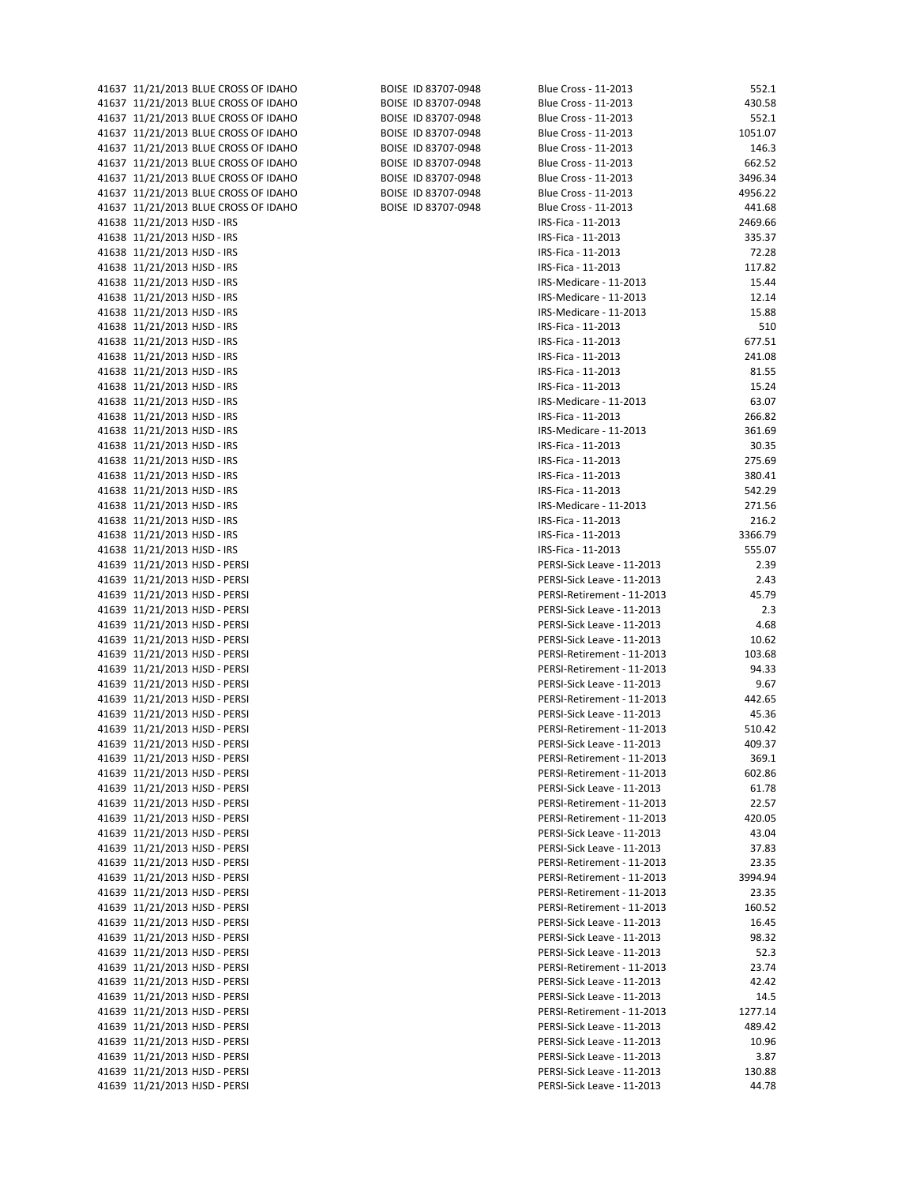| | | | | | |
|---|---|---|---|---|---|
| 41637 | 11/21/2013 | BLUE CROSS OF IDAHO | BOISE ID 83707-0948 | Blue Cross - 11-2013 | 552.1 |
| 41637 | 11/21/2013 | BLUE CROSS OF IDAHO | BOISE ID 83707-0948 | Blue Cross - 11-2013 | 430.58 |
| 41637 | 11/21/2013 | BLUE CROSS OF IDAHO | BOISE ID 83707-0948 | Blue Cross - 11-2013 | 552.1 |
| 41637 | 11/21/2013 | BLUE CROSS OF IDAHO | BOISE ID 83707-0948 | Blue Cross - 11-2013 | 1051.07 |
| 41637 | 11/21/2013 | BLUE CROSS OF IDAHO | BOISE ID 83707-0948 | Blue Cross - 11-2013 | 146.3 |
| 41637 | 11/21/2013 | BLUE CROSS OF IDAHO | BOISE ID 83707-0948 | Blue Cross - 11-2013 | 662.52 |
| 41637 | 11/21/2013 | BLUE CROSS OF IDAHO | BOISE ID 83707-0948 | Blue Cross - 11-2013 | 3496.34 |
| 41637 | 11/21/2013 | BLUE CROSS OF IDAHO | BOISE ID 83707-0948 | Blue Cross - 11-2013 | 4956.22 |
| 41637 | 11/21/2013 | BLUE CROSS OF IDAHO | BOISE ID 83707-0948 | Blue Cross - 11-2013 | 441.68 |
| 41638 | 11/21/2013 | HJSD - IRS | | IRS-Fica - 11-2013 | 2469.66 |
| 41638 | 11/21/2013 | HJSD - IRS | | IRS-Fica - 11-2013 | 335.37 |
| 41638 | 11/21/2013 | HJSD - IRS | | IRS-Fica - 11-2013 | 72.28 |
| 41638 | 11/21/2013 | HJSD - IRS | | IRS-Fica - 11-2013 | 117.82 |
| 41638 | 11/21/2013 | HJSD - IRS | | IRS-Medicare - 11-2013 | 15.44 |
| 41638 | 11/21/2013 | HJSD - IRS | | IRS-Medicare - 11-2013 | 12.14 |
| 41638 | 11/21/2013 | HJSD - IRS | | IRS-Medicare - 11-2013 | 15.88 |
| 41638 | 11/21/2013 | HJSD - IRS | | IRS-Fica - 11-2013 | 510 |
| 41638 | 11/21/2013 | HJSD - IRS | | IRS-Fica - 11-2013 | 677.51 |
| 41638 | 11/21/2013 | HJSD - IRS | | IRS-Fica - 11-2013 | 241.08 |
| 41638 | 11/21/2013 | HJSD - IRS | | IRS-Fica - 11-2013 | 81.55 |
| 41638 | 11/21/2013 | HJSD - IRS | | IRS-Fica - 11-2013 | 15.24 |
| 41638 | 11/21/2013 | HJSD - IRS | | IRS-Medicare - 11-2013 | 63.07 |
| 41638 | 11/21/2013 | HJSD - IRS | | IRS-Fica - 11-2013 | 266.82 |
| 41638 | 11/21/2013 | HJSD - IRS | | IRS-Medicare - 11-2013 | 361.69 |
| 41638 | 11/21/2013 | HJSD - IRS | | IRS-Fica - 11-2013 | 30.35 |
| 41638 | 11/21/2013 | HJSD - IRS | | IRS-Fica - 11-2013 | 275.69 |
| 41638 | 11/21/2013 | HJSD - IRS | | IRS-Fica - 11-2013 | 380.41 |
| 41638 | 11/21/2013 | HJSD - IRS | | IRS-Fica - 11-2013 | 542.29 |
| 41638 | 11/21/2013 | HJSD - IRS | | IRS-Medicare - 11-2013 | 271.56 |
| 41638 | 11/21/2013 | HJSD - IRS | | IRS-Fica - 11-2013 | 216.2 |
| 41638 | 11/21/2013 | HJSD - IRS | | IRS-Fica - 11-2013 | 3366.79 |
| 41638 | 11/21/2013 | HJSD - IRS | | IRS-Fica - 11-2013 | 555.07 |
| 41639 | 11/21/2013 | HJSD - PERSI | | PERSI-Sick Leave - 11-2013 | 2.39 |
| 41639 | 11/21/2013 | HJSD - PERSI | | PERSI-Sick Leave - 11-2013 | 2.43 |
| 41639 | 11/21/2013 | HJSD - PERSI | | PERSI-Retirement - 11-2013 | 45.79 |
| 41639 | 11/21/2013 | HJSD - PERSI | | PERSI-Sick Leave - 11-2013 | 2.3 |
| 41639 | 11/21/2013 | HJSD - PERSI | | PERSI-Sick Leave - 11-2013 | 4.68 |
| 41639 | 11/21/2013 | HJSD - PERSI | | PERSI-Sick Leave - 11-2013 | 10.62 |
| 41639 | 11/21/2013 | HJSD - PERSI | | PERSI-Retirement - 11-2013 | 103.68 |
| 41639 | 11/21/2013 | HJSD - PERSI | | PERSI-Retirement - 11-2013 | 94.33 |
| 41639 | 11/21/2013 | HJSD - PERSI | | PERSI-Sick Leave - 11-2013 | 9.67 |
| 41639 | 11/21/2013 | HJSD - PERSI | | PERSI-Retirement - 11-2013 | 442.65 |
| 41639 | 11/21/2013 | HJSD - PERSI | | PERSI-Sick Leave - 11-2013 | 45.36 |
| 41639 | 11/21/2013 | HJSD - PERSI | | PERSI-Retirement - 11-2013 | 510.42 |
| 41639 | 11/21/2013 | HJSD - PERSI | | PERSI-Sick Leave - 11-2013 | 409.37 |
| 41639 | 11/21/2013 | HJSD - PERSI | | PERSI-Retirement - 11-2013 | 369.1 |
| 41639 | 11/21/2013 | HJSD - PERSI | | PERSI-Retirement - 11-2013 | 602.86 |
| 41639 | 11/21/2013 | HJSD - PERSI | | PERSI-Sick Leave - 11-2013 | 61.78 |
| 41639 | 11/21/2013 | HJSD - PERSI | | PERSI-Retirement - 11-2013 | 22.57 |
| 41639 | 11/21/2013 | HJSD - PERSI | | PERSI-Retirement - 11-2013 | 420.05 |
| 41639 | 11/21/2013 | HJSD - PERSI | | PERSI-Sick Leave - 11-2013 | 43.04 |
| 41639 | 11/21/2013 | HJSD - PERSI | | PERSI-Sick Leave - 11-2013 | 37.83 |
| 41639 | 11/21/2013 | HJSD - PERSI | | PERSI-Retirement - 11-2013 | 23.35 |
| 41639 | 11/21/2013 | HJSD - PERSI | | PERSI-Retirement - 11-2013 | 3994.94 |
| 41639 | 11/21/2013 | HJSD - PERSI | | PERSI-Retirement - 11-2013 | 23.35 |
| 41639 | 11/21/2013 | HJSD - PERSI | | PERSI-Retirement - 11-2013 | 160.52 |
| 41639 | 11/21/2013 | HJSD - PERSI | | PERSI-Sick Leave - 11-2013 | 16.45 |
| 41639 | 11/21/2013 | HJSD - PERSI | | PERSI-Sick Leave - 11-2013 | 98.32 |
| 41639 | 11/21/2013 | HJSD - PERSI | | PERSI-Sick Leave - 11-2013 | 52.3 |
| 41639 | 11/21/2013 | HJSD - PERSI | | PERSI-Retirement - 11-2013 | 23.74 |
| 41639 | 11/21/2013 | HJSD - PERSI | | PERSI-Sick Leave - 11-2013 | 42.42 |
| 41639 | 11/21/2013 | HJSD - PERSI | | PERSI-Sick Leave - 11-2013 | 14.5 |
| 41639 | 11/21/2013 | HJSD - PERSI | | PERSI-Retirement - 11-2013 | 1277.14 |
| 41639 | 11/21/2013 | HJSD - PERSI | | PERSI-Sick Leave - 11-2013 | 489.42 |
| 41639 | 11/21/2013 | HJSD - PERSI | | PERSI-Sick Leave - 11-2013 | 10.96 |
| 41639 | 11/21/2013 | HJSD - PERSI | | PERSI-Sick Leave - 11-2013 | 3.87 |
| 41639 | 11/21/2013 | HJSD - PERSI | | PERSI-Sick Leave - 11-2013 | 130.88 |
| 41639 | 11/21/2013 | HJSD - PERSI | | PERSI-Sick Leave - 11-2013 | 44.78 |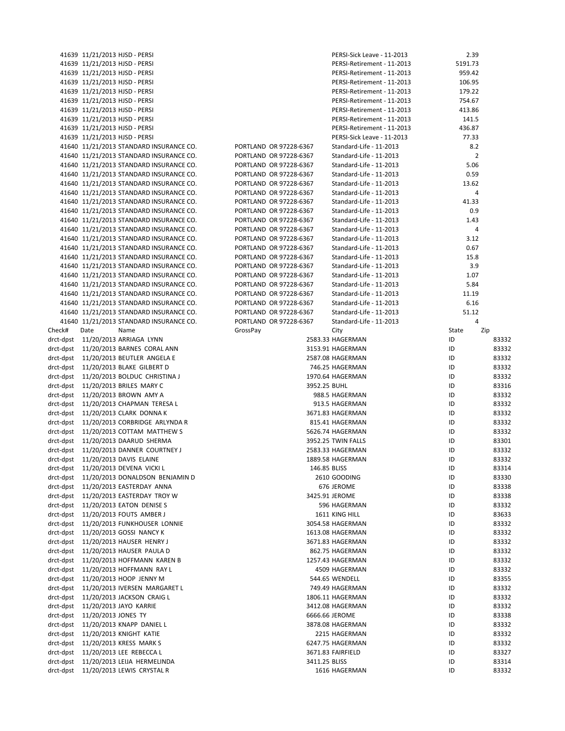| | | | | | |
|---|---|---|---|---|---|
| 41639 | 11/21/2013 | HJSD - PERSI | | PERSI-Sick Leave - 11-2013 | 2.39 |
| 41639 | 11/21/2013 | HJSD - PERSI | | PERSI-Retirement - 11-2013 | 5191.73 |
| 41639 | 11/21/2013 | HJSD - PERSI | | PERSI-Retirement - 11-2013 | 959.42 |
| 41639 | 11/21/2013 | HJSD - PERSI | | PERSI-Retirement - 11-2013 | 106.95 |
| 41639 | 11/21/2013 | HJSD - PERSI | | PERSI-Retirement - 11-2013 | 179.22 |
| 41639 | 11/21/2013 | HJSD - PERSI | | PERSI-Retirement - 11-2013 | 754.67 |
| 41639 | 11/21/2013 | HJSD - PERSI | | PERSI-Retirement - 11-2013 | 413.86 |
| 41639 | 11/21/2013 | HJSD - PERSI | | PERSI-Retirement - 11-2013 | 141.5 |
| 41639 | 11/21/2013 | HJSD - PERSI | | PERSI-Retirement - 11-2013 | 436.87 |
| 41639 | 11/21/2013 | HJSD - PERSI | | PERSI-Sick Leave - 11-2013 | 77.33 |
| 41640 | 11/21/2013 | STANDARD INSURANCE CO. | PORTLAND OR 97228-6367 | Standard-Life - 11-2013 | 8.2 |
| 41640 | 11/21/2013 | STANDARD INSURANCE CO. | PORTLAND OR 97228-6367 | Standard-Life - 11-2013 | 2 |
| 41640 | 11/21/2013 | STANDARD INSURANCE CO. | PORTLAND OR 97228-6367 | Standard-Life - 11-2013 | 5.06 |
| 41640 | 11/21/2013 | STANDARD INSURANCE CO. | PORTLAND OR 97228-6367 | Standard-Life - 11-2013 | 0.59 |
| 41640 | 11/21/2013 | STANDARD INSURANCE CO. | PORTLAND OR 97228-6367 | Standard-Life - 11-2013 | 13.62 |
| 41640 | 11/21/2013 | STANDARD INSURANCE CO. | PORTLAND OR 97228-6367 | Standard-Life - 11-2013 | 4 |
| 41640 | 11/21/2013 | STANDARD INSURANCE CO. | PORTLAND OR 97228-6367 | Standard-Life - 11-2013 | 41.33 |
| 41640 | 11/21/2013 | STANDARD INSURANCE CO. | PORTLAND OR 97228-6367 | Standard-Life - 11-2013 | 0.9 |
| 41640 | 11/21/2013 | STANDARD INSURANCE CO. | PORTLAND OR 97228-6367 | Standard-Life - 11-2013 | 1.43 |
| 41640 | 11/21/2013 | STANDARD INSURANCE CO. | PORTLAND OR 97228-6367 | Standard-Life - 11-2013 | 4 |
| 41640 | 11/21/2013 | STANDARD INSURANCE CO. | PORTLAND OR 97228-6367 | Standard-Life - 11-2013 | 3.12 |
| 41640 | 11/21/2013 | STANDARD INSURANCE CO. | PORTLAND OR 97228-6367 | Standard-Life - 11-2013 | 0.67 |
| 41640 | 11/21/2013 | STANDARD INSURANCE CO. | PORTLAND OR 97228-6367 | Standard-Life - 11-2013 | 15.8 |
| 41640 | 11/21/2013 | STANDARD INSURANCE CO. | PORTLAND OR 97228-6367 | Standard-Life - 11-2013 | 3.9 |
| 41640 | 11/21/2013 | STANDARD INSURANCE CO. | PORTLAND OR 97228-6367 | Standard-Life - 11-2013 | 1.07 |
| 41640 | 11/21/2013 | STANDARD INSURANCE CO. | PORTLAND OR 97228-6367 | Standard-Life - 11-2013 | 5.84 |
| 41640 | 11/21/2013 | STANDARD INSURANCE CO. | PORTLAND OR 97228-6367 | Standard-Life - 11-2013 | 11.19 |
| 41640 | 11/21/2013 | STANDARD INSURANCE CO. | PORTLAND OR 97228-6367 | Standard-Life - 11-2013 | 6.16 |
| 41640 | 11/21/2013 | STANDARD INSURANCE CO. | PORTLAND OR 97228-6367 | Standard-Life - 11-2013 | 51.12 |
| 41640 | 11/21/2013 | STANDARD INSURANCE CO. | PORTLAND OR 97228-6367 | Standard-Life - 11-2013 | 4 |

| Check# | Date | Name | GrossPay | City | State | Zip |
|---|---|---|---|---|---|---|
| drct-dpst | 11/20/2013 | ARRIAGA LYNN | 2583.33 | HAGERMAN | ID | 83332 |
| drct-dpst | 11/20/2013 | BARNES CORAL ANN | 3153.91 | HAGERMAN | ID | 83332 |
| drct-dpst | 11/20/2013 | BEUTLER ANGELA E | 2587.08 | HAGERMAN | ID | 83332 |
| drct-dpst | 11/20/2013 | BLAKE GILBERT D | 746.25 | HAGERMAN | ID | 83332 |
| drct-dpst | 11/20/2013 | BOLDUC CHRISTINA J | 1970.64 | HAGERMAN | ID | 83332 |
| drct-dpst | 11/20/2013 | BRILES MARY C | 3952.25 | BUHL | ID | 83316 |
| drct-dpst | 11/20/2013 | BROWN AMY A | 988.5 | HAGERMAN | ID | 83332 |
| drct-dpst | 11/20/2013 | CHAPMAN TERESA L | 913.5 | HAGERMAN | ID | 83332 |
| drct-dpst | 11/20/2013 | CLARK DONNA K | 3671.83 | HAGERMAN | ID | 83332 |
| drct-dpst | 11/20/2013 | CORBRIDGE ARLYNDA R | 815.41 | HAGERMAN | ID | 83332 |
| drct-dpst | 11/20/2013 | COTTAM MATTHEW S | 5626.74 | HAGERMAN | ID | 83332 |
| drct-dpst | 11/20/2013 | DAARUD SHERMA | 3952.25 | TWIN FALLS | ID | 83301 |
| drct-dpst | 11/20/2013 | DANNER COURTNEY J | 2583.33 | HAGERMAN | ID | 83332 |
| drct-dpst | 11/20/2013 | DAVIS ELAINE | 1889.58 | HAGERMAN | ID | 83332 |
| drct-dpst | 11/20/2013 | DEVENA VICKI L | 146.85 | BLISS | ID | 83314 |
| drct-dpst | 11/20/2013 | DONALDSON BENJAMIN D | 2610 | GOODING | ID | 83330 |
| drct-dpst | 11/20/2013 | EASTERDAY ANNA | 676 | JEROME | ID | 83338 |
| drct-dpst | 11/20/2013 | EASTERDAY TROY W | 3425.91 | JEROME | ID | 83338 |
| drct-dpst | 11/20/2013 | EATON DENISE S | 596 | HAGERMAN | ID | 83332 |
| drct-dpst | 11/20/2013 | FOUTS AMBER J | 1611 | KING HILL | ID | 83633 |
| drct-dpst | 11/20/2013 | FUNKHOUSER LONNIE | 3054.58 | HAGERMAN | ID | 83332 |
| drct-dpst | 11/20/2013 | GOSSI NANCY K | 1613.08 | HAGERMAN | ID | 83332 |
| drct-dpst | 11/20/2013 | HAUSER HENRY J | 3671.83 | HAGERMAN | ID | 83332 |
| drct-dpst | 11/20/2013 | HAUSER PAULA D | 862.75 | HAGERMAN | ID | 83332 |
| drct-dpst | 11/20/2013 | HOFFMANN KAREN B | 1257.43 | HAGERMAN | ID | 83332 |
| drct-dpst | 11/20/2013 | HOFFMANN RAY L | 4509 | HAGERMAN | ID | 83332 |
| drct-dpst | 11/20/2013 | HOOP JENNY M | 544.65 | WENDELL | ID | 83355 |
| drct-dpst | 11/20/2013 | IVERSEN MARGARET L | 749.49 | HAGERMAN | ID | 83332 |
| drct-dpst | 11/20/2013 | JACKSON CRAIG L | 1806.11 | HAGERMAN | ID | 83332 |
| drct-dpst | 11/20/2013 | JAYO KARRIE | 3412.08 | HAGERMAN | ID | 83332 |
| drct-dpst | 11/20/2013 | JONES TY | 6666.66 | JEROME | ID | 83338 |
| drct-dpst | 11/20/2013 | KNAPP DANIEL L | 3878.08 | HAGERMAN | ID | 83332 |
| drct-dpst | 11/20/2013 | KNIGHT KATIE | 2215 | HAGERMAN | ID | 83332 |
| drct-dpst | 11/20/2013 | KRESS MARK S | 6247.75 | HAGERMAN | ID | 83332 |
| drct-dpst | 11/20/2013 | LEE REBECCA L | 3671.83 | FAIRFIELD | ID | 83327 |
| drct-dpst | 11/20/2013 | LEIJA HERMELINDA | 3411.25 | BLISS | ID | 83314 |
| drct-dpst | 11/20/2013 | LEWIS CRYSTAL R | 1616 | HAGERMAN | ID | 83332 |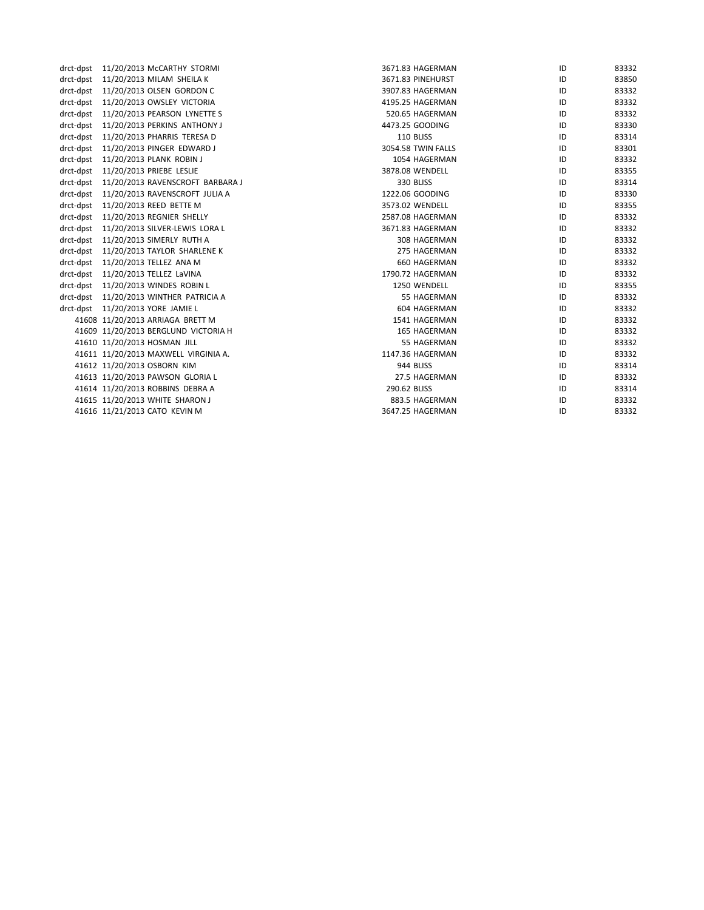| | | | | | | |
|---|---|---|---|---|---|---|
| drct-dpst | 11/20/2013 | McCARTHY STORMI | 3671.83 | HAGERMAN | ID | 83332 |
| drct-dpst | 11/20/2013 | MILAM SHEILA K | 3671.83 | PINEHURST | ID | 83850 |
| drct-dpst | 11/20/2013 | OLSEN GORDON C | 3907.83 | HAGERMAN | ID | 83332 |
| drct-dpst | 11/20/2013 | OWSLEY VICTORIA | 4195.25 | HAGERMAN | ID | 83332 |
| drct-dpst | 11/20/2013 | PEARSON LYNETTE S | 520.65 | HAGERMAN | ID | 83332 |
| drct-dpst | 11/20/2013 | PERKINS ANTHONY J | 4473.25 | GOODING | ID | 83330 |
| drct-dpst | 11/20/2013 | PHARRIS TERESA D | 110 | BLISS | ID | 83314 |
| drct-dpst | 11/20/2013 | PINGER EDWARD J | 3054.58 | TWIN FALLS | ID | 83301 |
| drct-dpst | 11/20/2013 | PLANK ROBIN J | 1054 | HAGERMAN | ID | 83332 |
| drct-dpst | 11/20/2013 | PRIEBE LESLIE | 3878.08 | WENDELL | ID | 83355 |
| drct-dpst | 11/20/2013 | RAVENSCROFT BARBARA J | 330 | BLISS | ID | 83314 |
| drct-dpst | 11/20/2013 | RAVENSCROFT JULIA A | 1222.06 | GOODING | ID | 83330 |
| drct-dpst | 11/20/2013 | REED BETTE M | 3573.02 | WENDELL | ID | 83355 |
| drct-dpst | 11/20/2013 | REGNIER SHELLY | 2587.08 | HAGERMAN | ID | 83332 |
| drct-dpst | 11/20/2013 | SILVER-LEWIS LORA L | 3671.83 | HAGERMAN | ID | 83332 |
| drct-dpst | 11/20/2013 | SIMERLY RUTH A | 308 | HAGERMAN | ID | 83332 |
| drct-dpst | 11/20/2013 | TAYLOR SHARLENE K | 275 | HAGERMAN | ID | 83332 |
| drct-dpst | 11/20/2013 | TELLEZ ANA M | 660 | HAGERMAN | ID | 83332 |
| drct-dpst | 11/20/2013 | TELLEZ LaVINA | 1790.72 | HAGERMAN | ID | 83332 |
| drct-dpst | 11/20/2013 | WINDES ROBIN L | 1250 | WENDELL | ID | 83355 |
| drct-dpst | 11/20/2013 | WINTHER PATRICIA A | 55 | HAGERMAN | ID | 83332 |
| drct-dpst | 11/20/2013 | YORE JAMIE L | 604 | HAGERMAN | ID | 83332 |
| 41608 | 11/20/2013 | ARRIAGA BRETT M | 1541 | HAGERMAN | ID | 83332 |
| 41609 | 11/20/2013 | BERGLUND VICTORIA H | 165 | HAGERMAN | ID | 83332 |
| 41610 | 11/20/2013 | HOSMAN JILL | 55 | HAGERMAN | ID | 83332 |
| 41611 | 11/20/2013 | MAXWELL VIRGINIA A. | 1147.36 | HAGERMAN | ID | 83332 |
| 41612 | 11/20/2013 | OSBORN KIM | 944 | BLISS | ID | 83314 |
| 41613 | 11/20/2013 | PAWSON GLORIA L | 27.5 | HAGERMAN | ID | 83332 |
| 41614 | 11/20/2013 | ROBBINS DEBRA A | 290.62 | BLISS | ID | 83314 |
| 41615 | 11/20/2013 | WHITE SHARON J | 883.5 | HAGERMAN | ID | 83332 |
| 41616 | 11/21/2013 | CATO KEVIN M | 3647.25 | HAGERMAN | ID | 83332 |